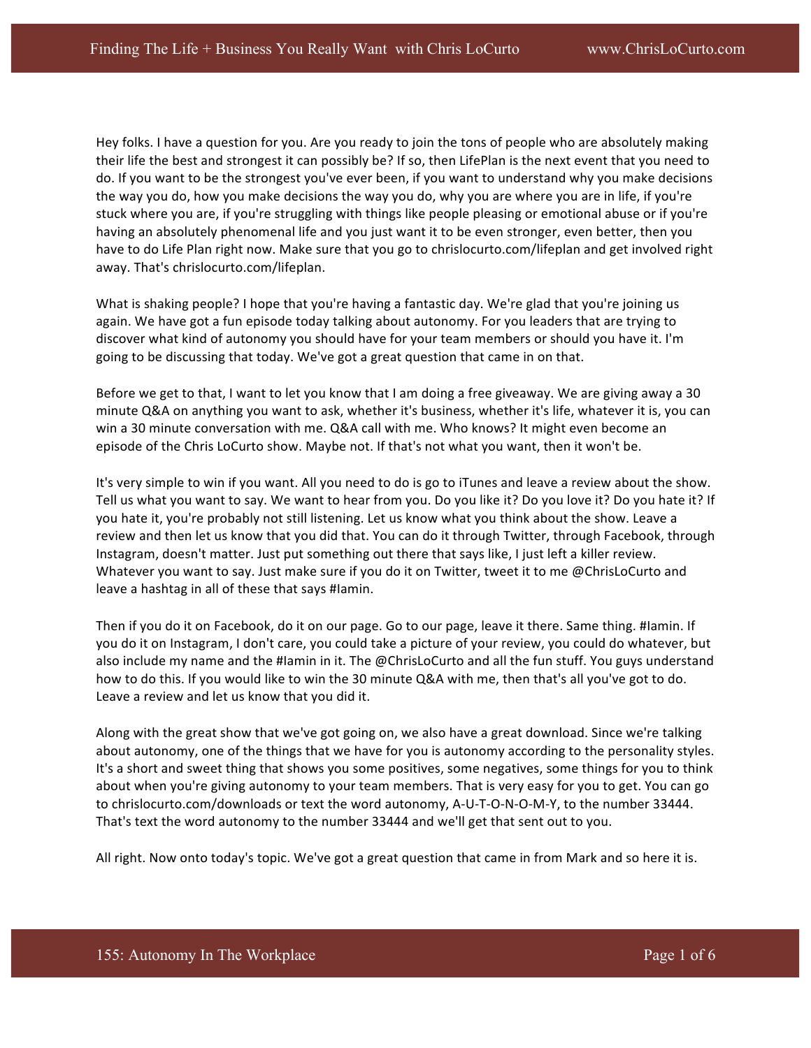Hey folks. I have a question for you. Are you ready to join the tons of people who are absolutely making their life the best and strongest it can possibly be? If so, then LifePlan is the next event that you need to do. If you want to be the strongest you've ever been, if you want to understand why you make decisions the way you do, how you make decisions the way you do, why you are where you are in life, if you're stuck where you are, if you're struggling with things like people pleasing or emotional abuse or if you're having an absolutely phenomenal life and you just want it to be even stronger, even better, then you have to do Life Plan right now. Make sure that you go to chrislocurto.com/lifeplan and get involved right away. That's chrislocurto.com/lifeplan.

What is shaking people? I hope that you're having a fantastic day. We're glad that you're joining us again. We have got a fun episode today talking about autonomy. For you leaders that are trying to discover what kind of autonomy you should have for your team members or should you have it. I'm going to be discussing that today. We've got a great question that came in on that.

Before we get to that, I want to let you know that I am doing a free giveaway. We are giving away a 30 minute Q&A on anything you want to ask, whether it's business, whether it's life, whatever it is, you can win a 30 minute conversation with me. Q&A call with me. Who knows? It might even become an episode of the Chris LoCurto show. Maybe not. If that's not what you want, then it won't be.

It's very simple to win if you want. All you need to do is go to iTunes and leave a review about the show. Tell us what you want to say. We want to hear from you. Do you like it? Do you love it? Do you hate it? If you hate it, you're probably not still listening. Let us know what you think about the show. Leave a review and then let us know that you did that. You can do it through Twitter, through Facebook, through Instagram, doesn't matter. Just put something out there that says like, I just left a killer review. Whatever you want to say. Just make sure if you do it on Twitter, tweet it to me @ChrisLoCurto and leave a hashtag in all of these that says #Iamin.

Then if you do it on Facebook, do it on our page. Go to our page, leave it there. Same thing. #Iamin. If you do it on Instagram, I don't care, you could take a picture of your review, you could do whatever, but also include my name and the #Iamin in it. The @ChrisLoCurto and all the fun stuff. You guys understand how to do this. If you would like to win the 30 minute Q&A with me, then that's all you've got to do. Leave a review and let us know that you did it.

Along with the great show that we've got going on, we also have a great download. Since we're talking about autonomy, one of the things that we have for you is autonomy according to the personality styles. It's a short and sweet thing that shows you some positives, some negatives, some things for you to think about when you're giving autonomy to your team members. That is very easy for you to get. You can go to chrislocurto.com/downloads or text the word autonomy, A-U-T-O-N-O-M-Y, to the number 33444. That's text the word autonomy to the number 33444 and we'll get that sent out to you.

All right. Now onto today's topic. We've got a great question that came in from Mark and so here it is.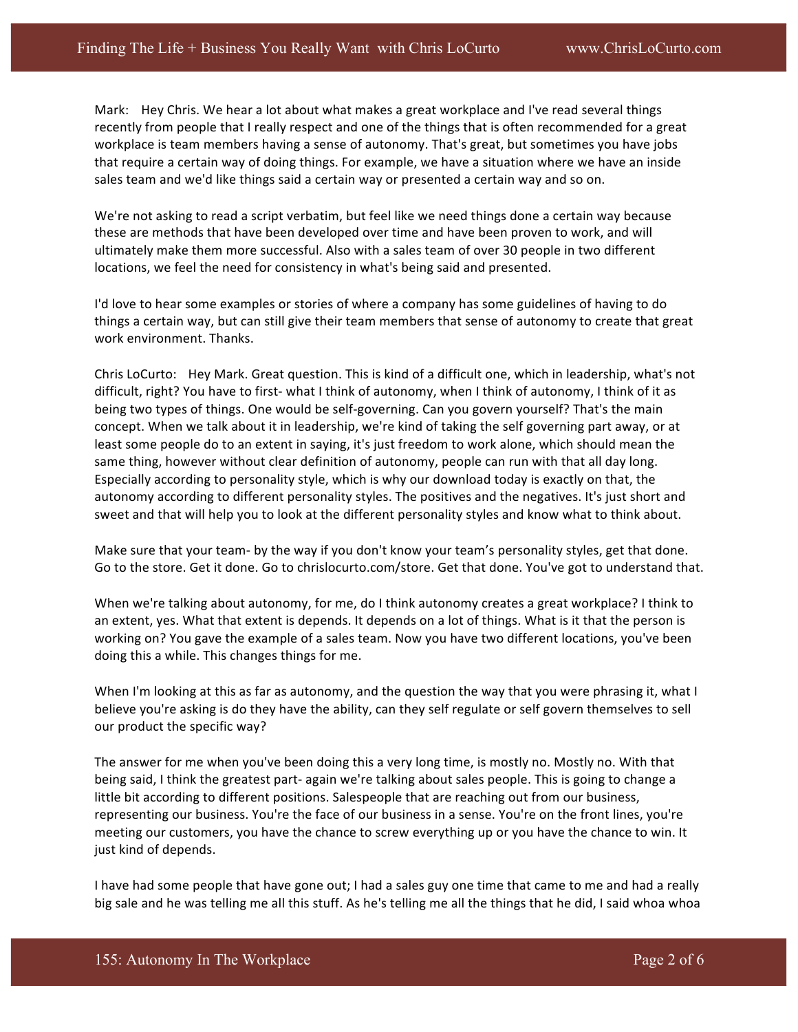Mark: Hey Chris. We hear a lot about what makes a great workplace and I've read several things recently from people that I really respect and one of the things that is often recommended for a great workplace is team members having a sense of autonomy. That's great, but sometimes you have jobs that require a certain way of doing things. For example, we have a situation where we have an inside sales team and we'd like things said a certain way or presented a certain way and so on.

We're not asking to read a script verbatim, but feel like we need things done a certain way because these are methods that have been developed over time and have been proven to work, and will ultimately make them more successful. Also with a sales team of over 30 people in two different locations, we feel the need for consistency in what's being said and presented.

I'd love to hear some examples or stories of where a company has some guidelines of having to do things a certain way, but can still give their team members that sense of autonomy to create that great work environment. Thanks.

Chris LoCurto: Hey Mark. Great question. This is kind of a difficult one, which in leadership, what's not difficult, right? You have to first- what I think of autonomy, when I think of autonomy, I think of it as being two types of things. One would be self-governing. Can you govern yourself? That's the main concept. When we talk about it in leadership, we're kind of taking the self governing part away, or at least some people do to an extent in saying, it's just freedom to work alone, which should mean the same thing, however without clear definition of autonomy, people can run with that all day long. Especially according to personality style, which is why our download today is exactly on that, the autonomy according to different personality styles. The positives and the negatives. It's just short and sweet and that will help you to look at the different personality styles and know what to think about.

Make sure that your team- by the way if you don't know your team's personality styles, get that done. Go to the store. Get it done. Go to chrislocurto.com/store. Get that done. You've got to understand that.

When we're talking about autonomy, for me, do I think autonomy creates a great workplace? I think to an extent, yes. What that extent is depends. It depends on a lot of things. What is it that the person is working on? You gave the example of a sales team. Now you have two different locations, you've been doing this a while. This changes things for me.

When I'm looking at this as far as autonomy, and the question the way that you were phrasing it, what I believe you're asking is do they have the ability, can they self regulate or self govern themselves to sell our product the specific way?

The answer for me when you've been doing this a very long time, is mostly no. Mostly no. With that being said, I think the greatest part- again we're talking about sales people. This is going to change a little bit according to different positions. Salespeople that are reaching out from our business, representing our business. You're the face of our business in a sense. You're on the front lines, you're meeting our customers, you have the chance to screw everything up or you have the chance to win. It just kind of depends.

I have had some people that have gone out; I had a sales guy one time that came to me and had a really big sale and he was telling me all this stuff. As he's telling me all the things that he did, I said whoa whoa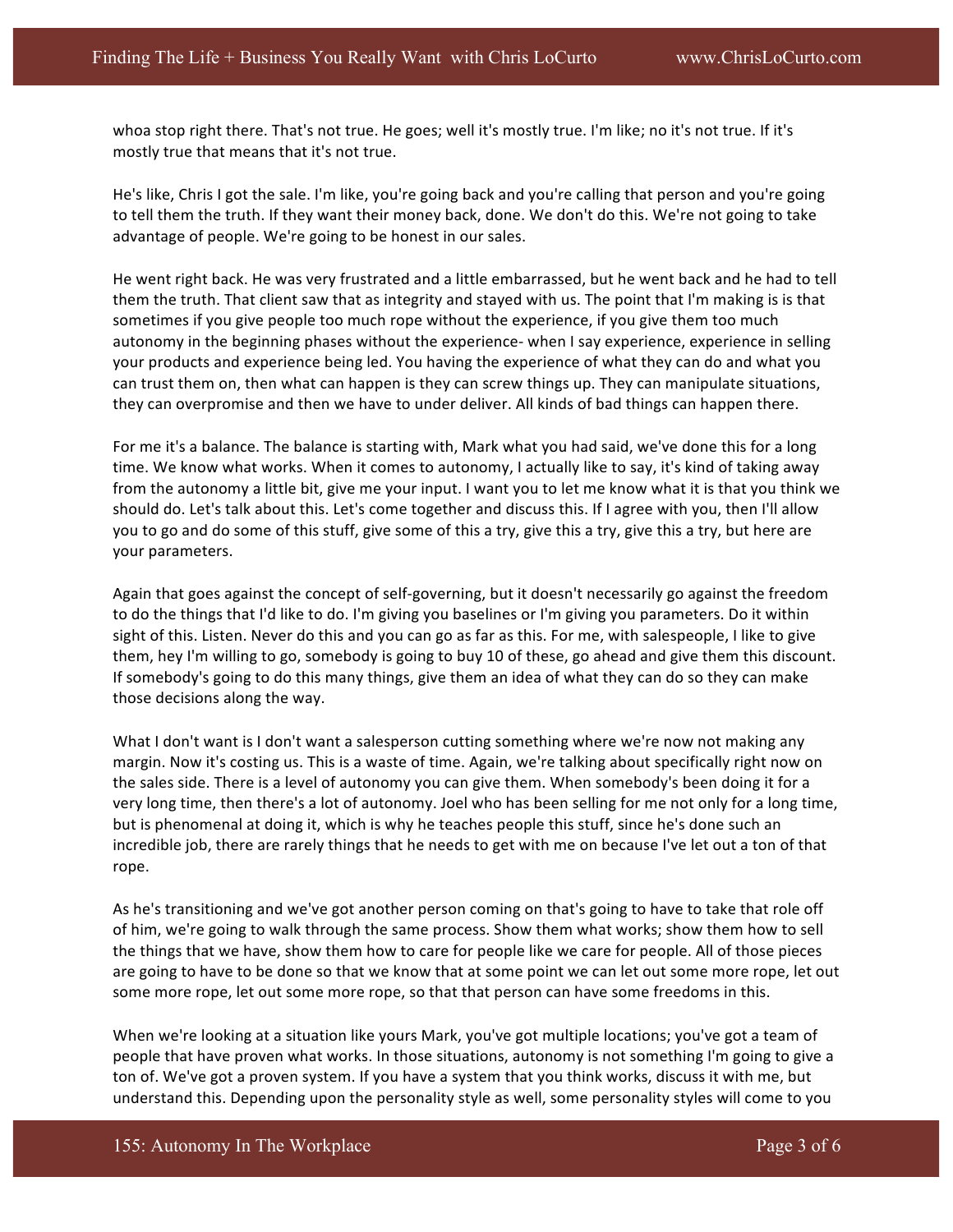whoa stop right there. That's not true. He goes; well it's mostly true. I'm like; no it's not true. If it's mostly true that means that it's not true.

He's like, Chris I got the sale. I'm like, you're going back and you're calling that person and you're going to tell them the truth. If they want their money back, done. We don't do this. We're not going to take advantage of people. We're going to be honest in our sales.

He went right back. He was very frustrated and a little embarrassed, but he went back and he had to tell them the truth. That client saw that as integrity and stayed with us. The point that I'm making is is that sometimes if you give people too much rope without the experience, if you give them too much autonomy in the beginning phases without the experience- when I say experience, experience in selling your products and experience being led. You having the experience of what they can do and what you can trust them on, then what can happen is they can screw things up. They can manipulate situations, they can overpromise and then we have to under deliver. All kinds of bad things can happen there.

For me it's a balance. The balance is starting with, Mark what you had said, we've done this for a long time. We know what works. When it comes to autonomy, I actually like to say, it's kind of taking away from the autonomy a little bit, give me your input. I want you to let me know what it is that you think we should do. Let's talk about this. Let's come together and discuss this. If I agree with you, then I'll allow you to go and do some of this stuff, give some of this a try, give this a try, give this a try, but here are your parameters.

Again that goes against the concept of self-governing, but it doesn't necessarily go against the freedom to do the things that I'd like to do. I'm giving you baselines or I'm giving you parameters. Do it within sight of this. Listen. Never do this and you can go as far as this. For me, with salespeople, I like to give them, hey I'm willing to go, somebody is going to buy 10 of these, go ahead and give them this discount. If somebody's going to do this many things, give them an idea of what they can do so they can make those decisions along the way.

What I don't want is I don't want a salesperson cutting something where we're now not making any margin. Now it's costing us. This is a waste of time. Again, we're talking about specifically right now on the sales side. There is a level of autonomy you can give them. When somebody's been doing it for a very long time, then there's a lot of autonomy. Joel who has been selling for me not only for a long time, but is phenomenal at doing it, which is why he teaches people this stuff, since he's done such an incredible job, there are rarely things that he needs to get with me on because I've let out a ton of that rope.

As he's transitioning and we've got another person coming on that's going to have to take that role off of him, we're going to walk through the same process. Show them what works; show them how to sell the things that we have, show them how to care for people like we care for people. All of those pieces are going to have to be done so that we know that at some point we can let out some more rope, let out some more rope, let out some more rope, so that that person can have some freedoms in this.

When we're looking at a situation like yours Mark, you've got multiple locations; you've got a team of people that have proven what works. In those situations, autonomy is not something I'm going to give a ton of. We've got a proven system. If you have a system that you think works, discuss it with me, but understand this. Depending upon the personality style as well, some personality styles will come to you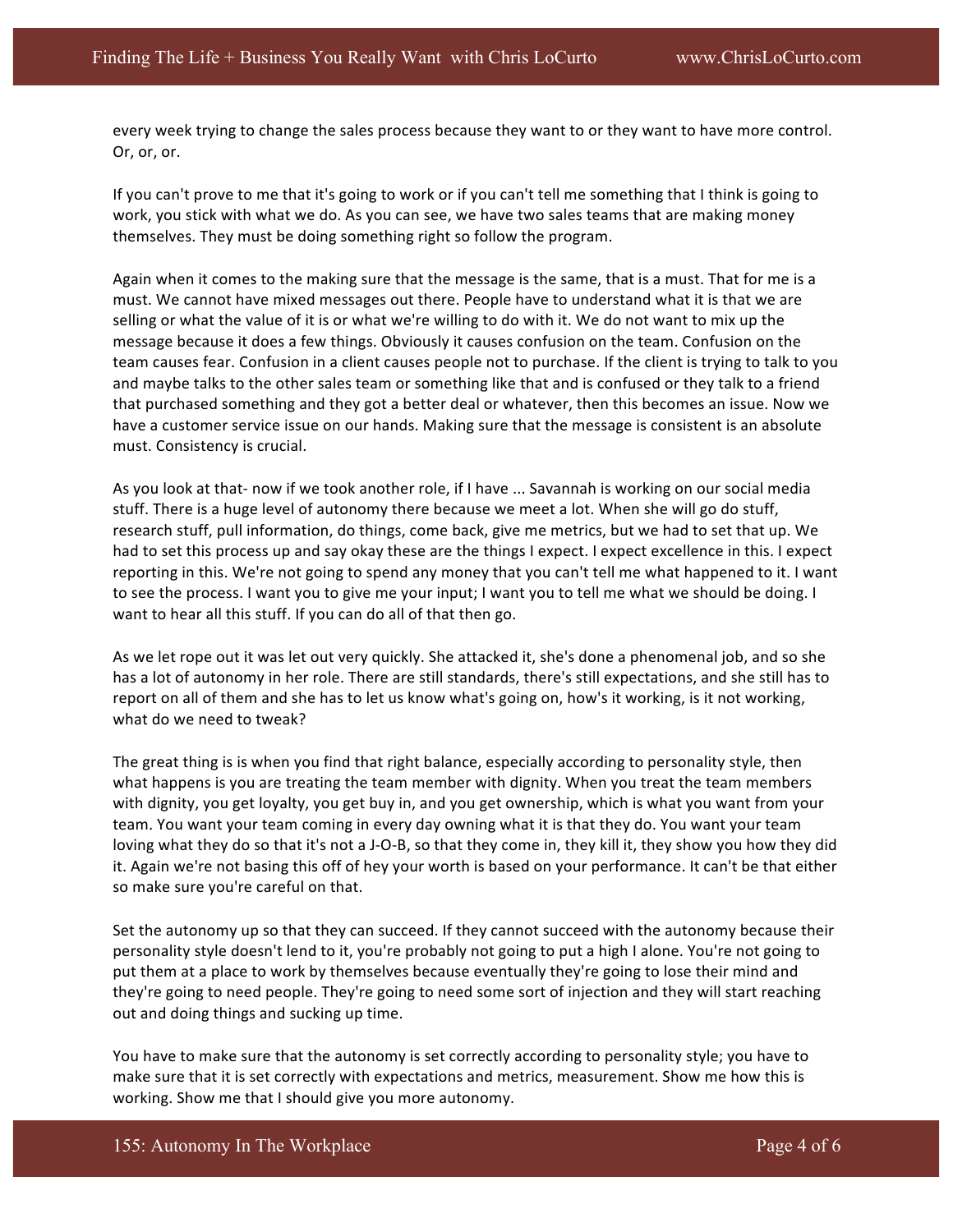every week trying to change the sales process because they want to or they want to have more control. Or, or, or.

If you can't prove to me that it's going to work or if you can't tell me something that I think is going to work, you stick with what we do. As you can see, we have two sales teams that are making money themselves. They must be doing something right so follow the program.

Again when it comes to the making sure that the message is the same, that is a must. That for me is a must. We cannot have mixed messages out there. People have to understand what it is that we are selling or what the value of it is or what we're willing to do with it. We do not want to mix up the message because it does a few things. Obviously it causes confusion on the team. Confusion on the team causes fear. Confusion in a client causes people not to purchase. If the client is trying to talk to you and maybe talks to the other sales team or something like that and is confused or they talk to a friend that purchased something and they got a better deal or whatever, then this becomes an issue. Now we have a customer service issue on our hands. Making sure that the message is consistent is an absolute must. Consistency is crucial.

As you look at that- now if we took another role, if I have ... Savannah is working on our social media stuff. There is a huge level of autonomy there because we meet a lot. When she will go do stuff, research stuff, pull information, do things, come back, give me metrics, but we had to set that up. We had to set this process up and say okay these are the things I expect. I expect excellence in this. I expect reporting in this. We're not going to spend any money that you can't tell me what happened to it. I want to see the process. I want you to give me your input; I want you to tell me what we should be doing. I want to hear all this stuff. If you can do all of that then go.

As we let rope out it was let out very quickly. She attacked it, she's done a phenomenal job, and so she has a lot of autonomy in her role. There are still standards, there's still expectations, and she still has to report on all of them and she has to let us know what's going on, how's it working, is it not working, what do we need to tweak?

The great thing is is when you find that right balance, especially according to personality style, then what happens is you are treating the team member with dignity. When you treat the team members with dignity, you get loyalty, you get buy in, and you get ownership, which is what you want from your team. You want your team coming in every day owning what it is that they do. You want your team loving what they do so that it's not a J-O-B, so that they come in, they kill it, they show you how they did it. Again we're not basing this off of hey your worth is based on your performance. It can't be that either so make sure you're careful on that.

Set the autonomy up so that they can succeed. If they cannot succeed with the autonomy because their personality style doesn't lend to it, you're probably not going to put a high I alone. You're not going to put them at a place to work by themselves because eventually they're going to lose their mind and they're going to need people. They're going to need some sort of injection and they will start reaching out and doing things and sucking up time.

You have to make sure that the autonomy is set correctly according to personality style; you have to make sure that it is set correctly with expectations and metrics, measurement. Show me how this is working. Show me that I should give you more autonomy.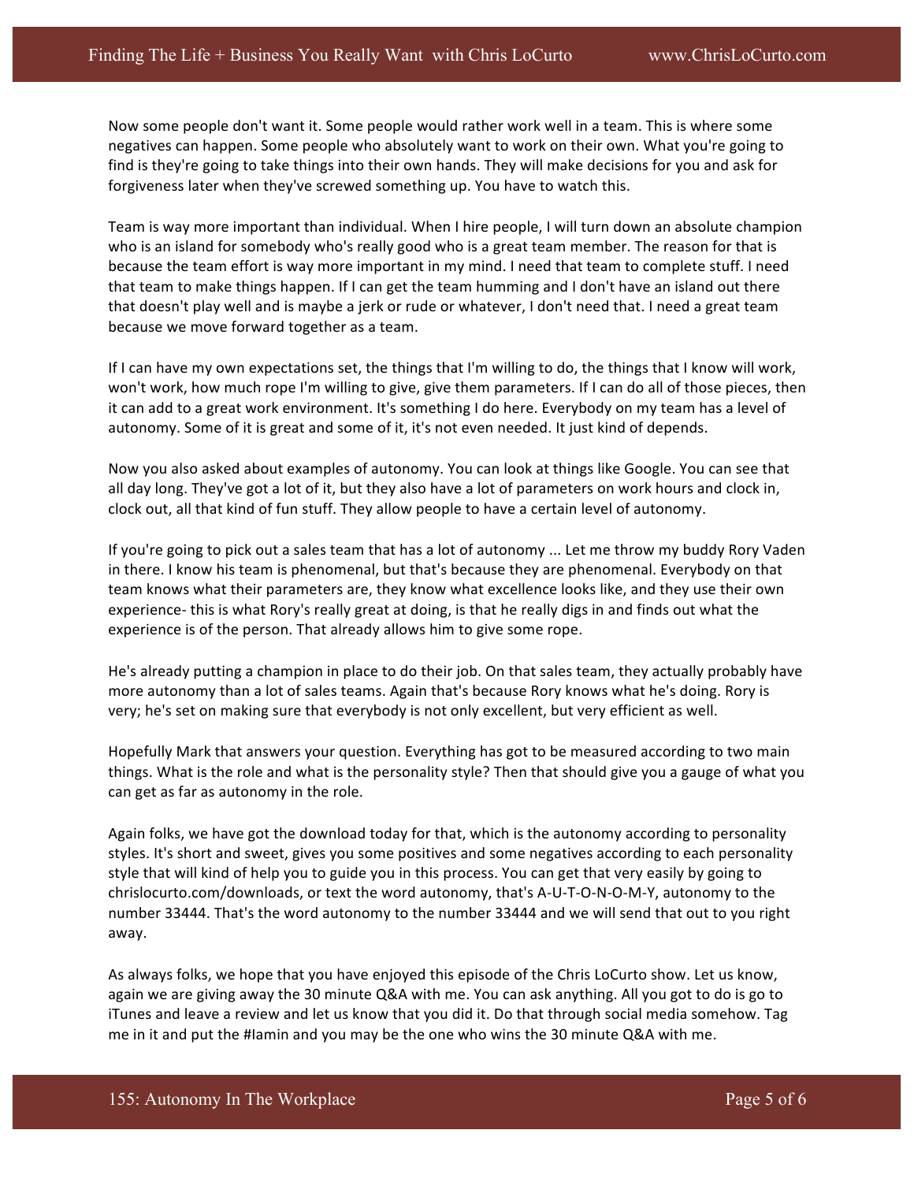Now some people don't want it. Some people would rather work well in a team. This is where some negatives can happen. Some people who absolutely want to work on their own. What you're going to find is they're going to take things into their own hands. They will make decisions for you and ask for forgiveness later when they've screwed something up. You have to watch this.

Team is way more important than individual. When I hire people, I will turn down an absolute champion who is an island for somebody who's really good who is a great team member. The reason for that is because the team effort is way more important in my mind. I need that team to complete stuff. I need that team to make things happen. If I can get the team humming and I don't have an island out there that doesn't play well and is maybe a jerk or rude or whatever, I don't need that. I need a great team because we move forward together as a team.

If I can have my own expectations set, the things that I'm willing to do, the things that I know will work, won't work, how much rope I'm willing to give, give them parameters. If I can do all of those pieces, then it can add to a great work environment. It's something I do here. Everybody on my team has a level of autonomy. Some of it is great and some of it, it's not even needed. It just kind of depends.

Now you also asked about examples of autonomy. You can look at things like Google. You can see that all day long. They've got a lot of it, but they also have a lot of parameters on work hours and clock in, clock out, all that kind of fun stuff. They allow people to have a certain level of autonomy.

If you're going to pick out a sales team that has a lot of autonomy ... Let me throw my buddy Rory Vaden in there. I know his team is phenomenal, but that's because they are phenomenal. Everybody on that team knows what their parameters are, they know what excellence looks like, and they use their own experience- this is what Rory's really great at doing, is that he really digs in and finds out what the experience is of the person. That already allows him to give some rope.

He's already putting a champion in place to do their job. On that sales team, they actually probably have more autonomy than a lot of sales teams. Again that's because Rory knows what he's doing. Rory is very; he's set on making sure that everybody is not only excellent, but very efficient as well.

Hopefully Mark that answers your question. Everything has got to be measured according to two main things. What is the role and what is the personality style? Then that should give you a gauge of what you can get as far as autonomy in the role.

Again folks, we have got the download today for that, which is the autonomy according to personality styles. It's short and sweet, gives you some positives and some negatives according to each personality style that will kind of help you to guide you in this process. You can get that very easily by going to chrislocurto.com/downloads, or text the word autonomy, that's A-U-T-O-N-O-M-Y, autonomy to the number 33444. That's the word autonomy to the number 33444 and we will send that out to you right away.

As always folks, we hope that you have enjoyed this episode of the Chris LoCurto show. Let us know, again we are giving away the 30 minute Q&A with me. You can ask anything. All you got to do is go to iTunes and leave a review and let us know that you did it. Do that through social media somehow. Tag me in it and put the #Iamin and you may be the one who wins the 30 minute Q&A with me.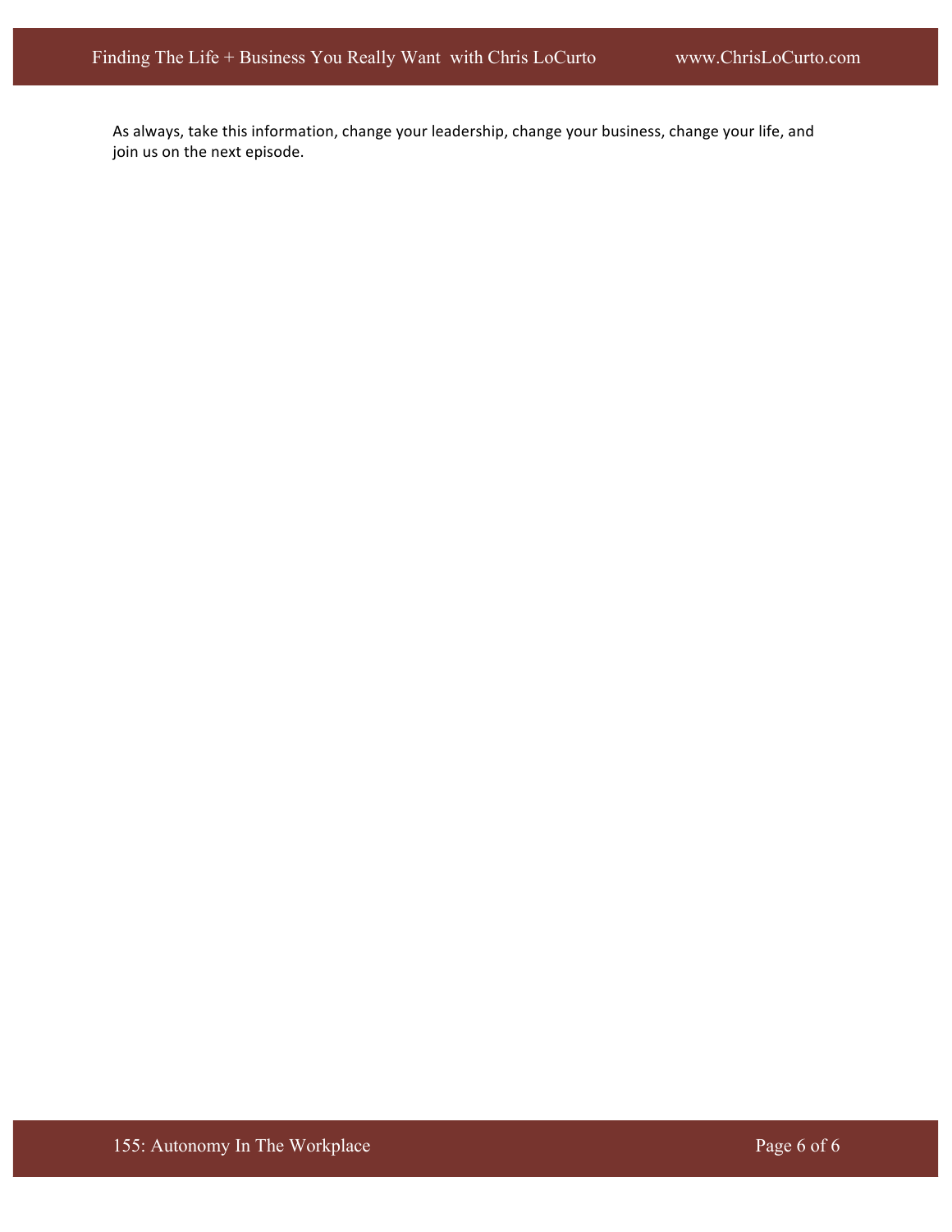As always, take this information, change your leadership, change your business, change your life, and join us on the next episode.